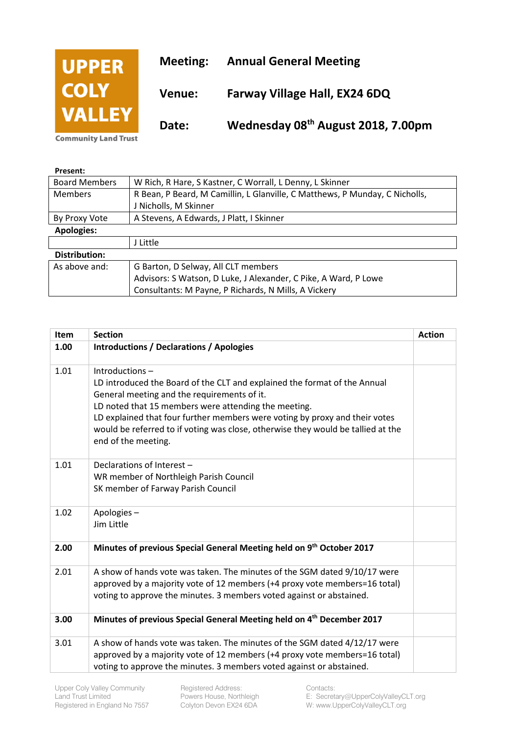**UPPER COLY VALLEY**
Community Land Trust

**Meeting:** **Annual General Meeting**

**Venue:** **Farway Village Hall, EX24 6DQ**

**Date:** **Wednesday 08th August 2018, 7.00pm**

**Present:**

| | |
|---|---|
| Board Members | W Rich, R Hare, S Kastner, C Worrall, L Denny, L Skinner |
| Members | R Bean, P Beard, M Camillin, L Glanville, C Matthews, P Munday, C Nicholls, J Nicholls, M Skinner |
| By Proxy Vote | A Stevens, A Edwards, J Platt, I Skinner |

**Apologies:**

| | |
|---|---|
| | J Little |

**Distribution:**

| | |
|---|---|
| As above and: | G Barton, D Selway, All CLT members<br>Advisors: S Watson, D Luke, J Alexander, C Pike, A Ward, P Lowe<br>Consultants: M Payne, P Richards, N Mills, A Vickery |

| Item | Section | Action |
|---|---|---|
| **1.00** | **Introductions / Declarations / Apologies** | |
| 1.01 | Introductions –<br>LD introduced the Board of the CLT and explained the format of the Annual General meeting and the requirements of it.<br>LD noted that 15 members were attending the meeting.<br>LD explained that four further members were voting by proxy and their votes would be referred to if voting was close, otherwise they would be tallied at the end of the meeting. | |
| 1.01 | Declarations of Interest –<br>WR member of Northleigh Parish Council<br>SK member of Farway Parish Council | |
| 1.02 | Apologies –<br>Jim Little | |
| **2.00** | **Minutes of previous Special General Meeting held on 9th October 2017** | |
| 2.01 | A show of hands vote was taken. The minutes of the SGM dated 9/10/17 were approved by a majority vote of 12 members (+4 proxy vote members=16 total) voting to approve the minutes. 3 members voted against or abstained. | |
| **3.00** | **Minutes of previous Special General Meeting held on 4th December 2017** | |
| 3.01 | A show of hands vote was taken. The minutes of the SGM dated 4/12/17 were approved by a majority vote of 12 members (+4 proxy vote members=16 total) voting to approve the minutes. 3 members voted against or abstained. | |

Upper Coly Valley Community Land Trust Limited
Registered in England No 7557

Registered Address:
Powers House, Northleigh
Colyton Devon EX24 6DA

Contacts:
E: Secretary@UpperColyValleyCLT.org
W: www.UpperColyValleyCLT.org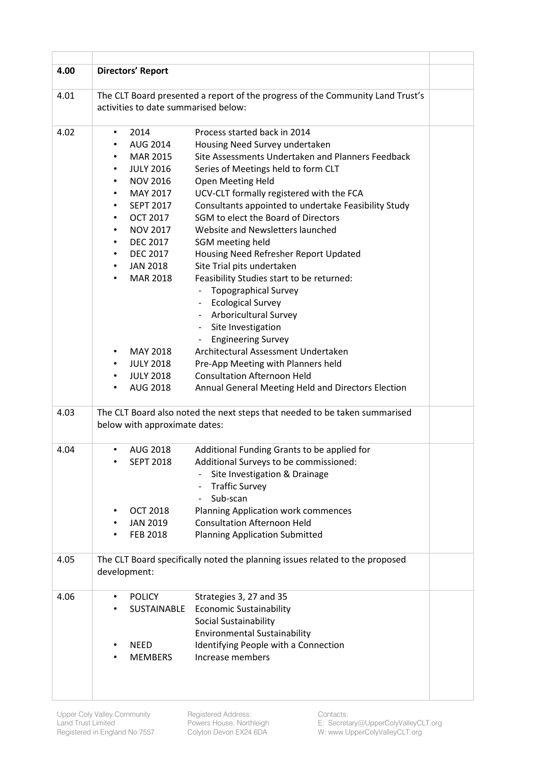| | | |
|---|---|---|
| **4.00** | **Directors' Report** | |
| 4.01 | The CLT Board presented a report of the progress of the Community Land Trust's activities to date summarised below: | |
| 4.02 | • 2014 — Process started back in 2014<br>• AUG 2014 — Housing Need Survey undertaken<br>• MAR 2015 — Site Assessments Undertaken and Planners Feedback<br>• JULY 2016 — Series of Meetings held to form CLT<br>• NOV 2016 — Open Meeting Held<br>• MAY 2017 — UCV-CLT formally registered with the FCA<br>• SEPT 2017 — Consultants appointed to undertake Feasibility Study<br>• OCT 2017 — SGM to elect the Board of Directors<br>• NOV 2017 — Website and Newsletters launched<br>• DEC 2017 — SGM meeting held<br>• DEC 2017 — Housing Need Refresher Report Updated<br>• JAN 2018 — Site Trial pits undertaken<br>• MAR 2018 — Feasibility Studies start to be returned:<br>&nbsp;&nbsp;- Topographical Survey<br>&nbsp;&nbsp;- Ecological Survey<br>&nbsp;&nbsp;- Arboricultural Survey<br>&nbsp;&nbsp;- Site Investigation<br>&nbsp;&nbsp;- Engineering Survey<br>• MAY 2018 — Architectural Assessment Undertaken<br>• JULY 2018 — Pre-App Meeting with Planners held<br>• JULY 2018 — Consultation Afternoon Held<br>• AUG 2018 — Annual General Meeting Held and Directors Election | |
| 4.03 | The CLT Board also noted the next steps that needed to be taken summarised below with approximate dates: | |
| 4.04 | • AUG 2018 — Additional Funding Grants to be applied for<br>• SEPT 2018 — Additional Surveys to be commissioned:<br>&nbsp;&nbsp;- Site Investigation & Drainage<br>&nbsp;&nbsp;- Traffic Survey<br>&nbsp;&nbsp;- Sub-scan<br>• OCT 2018 — Planning Application work commences<br>• JAN 2019 — Consultation Afternoon Held<br>• FEB 2018 — Planning Application Submitted | |
| 4.05 | The CLT Board specifically noted the planning issues related to the proposed development: | |
| 4.06 | • POLICY — Strategies 3, 27 and 35<br>• SUSTAINABLE — Economic Sustainability<br>&nbsp;&nbsp;Social Sustainability<br>&nbsp;&nbsp;Environmental Sustainability<br>• NEED — Identifying People with a Connection<br>• MEMBERS — Increase members | |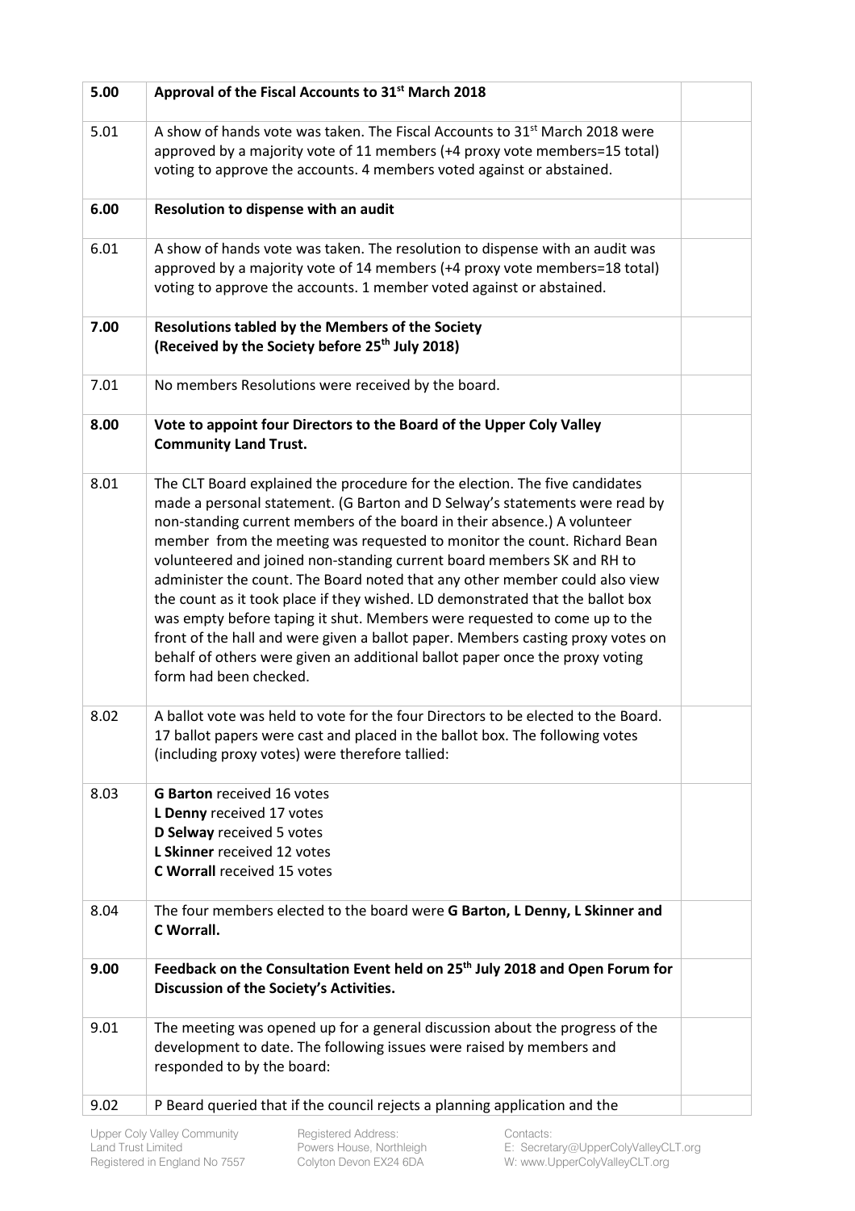| 5.00 | **Approval of the Fiscal Accounts to 31st March 2018** | |
|---|---|---|
| 5.01 | A show of hands vote was taken. The Fiscal Accounts to 31st March 2018 were approved by a majority vote of 11 members (+4 proxy vote members=15 total) voting to approve the accounts. 4 members voted against or abstained. | |
| 6.00 | **Resolution to dispense with an audit** | |
| 6.01 | A show of hands vote was taken. The resolution to dispense with an audit was approved by a majority vote of 14 members (+4 proxy vote members=18 total) voting to approve the accounts. 1 member voted against or abstained. | |
| 7.00 | **Resolutions tabled by the Members of the Society (Received by the Society before 25th July 2018)** | |
| 7.01 | No members Resolutions were received by the board. | |
| 8.00 | **Vote to appoint four Directors to the Board of the Upper Coly Valley Community Land Trust.** | |
| 8.01 | The CLT Board explained the procedure for the election. The five candidates made a personal statement. (G Barton and D Selway's statements were read by non-standing current members of the board in their absence.) A volunteer member from the meeting was requested to monitor the count. Richard Bean volunteered and joined non-standing current board members SK and RH to administer the count. The Board noted that any other member could also view the count as it took place if they wished. LD demonstrated that the ballot box was empty before taping it shut. Members were requested to come up to the front of the hall and were given a ballot paper. Members casting proxy votes on behalf of others were given an additional ballot paper once the proxy voting form had been checked. | |
| 8.02 | A ballot vote was held to vote for the four Directors to be elected to the Board. 17 ballot papers were cast and placed in the ballot box. The following votes (including proxy votes) were therefore tallied: | |
| 8.03 | **G Barton** received 16 votes<br>**L Denny** received 17 votes<br>**D Selway** received 5 votes<br>**L Skinner** received 12 votes<br>**C Worrall** received 15 votes | |
| 8.04 | The four members elected to the board were **G Barton, L Denny, L Skinner and C Worrall.** | |
| 9.00 | **Feedback on the Consultation Event held on 25th July 2018 and Open Forum for Discussion of the Society's Activities.** | |
| 9.01 | The meeting was opened up for a general discussion about the progress of the development to date. The following issues were raised by members and responded to by the board: | |
| 9.02 | P Beard queried that if the council rejects a planning application and the | |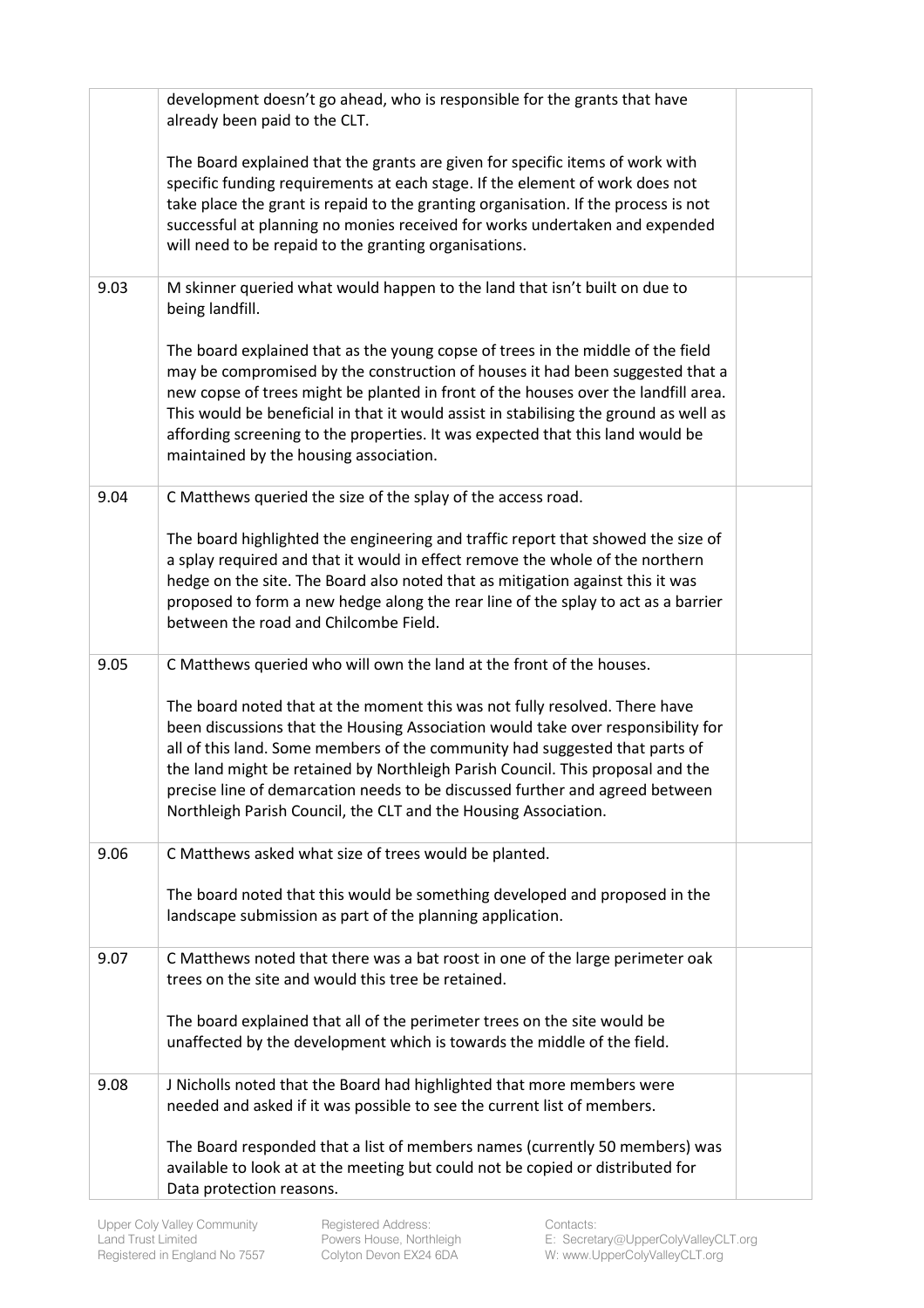| | | |
|---|---|---|
| | development doesn't go ahead, who is responsible for the grants that have already been paid to the CLT.<br><br>The Board explained that the grants are given for specific items of work with specific funding requirements at each stage. If the element of work does not take place the grant is repaid to the granting organisation. If the process is not successful at planning no monies received for works undertaken and expended will need to be repaid to the granting organisations. | |
| 9.03 | M skinner queried what would happen to the land that isn't built on due to being landfill.<br><br>The board explained that as the young copse of trees in the middle of the field may be compromised by the construction of houses it had been suggested that a new copse of trees might be planted in front of the houses over the landfill area. This would be beneficial in that it would assist in stabilising the ground as well as affording screening to the properties. It was expected that this land would be maintained by the housing association. | |
| 9.04 | C Matthews queried the size of the splay of the access road.<br><br>The board highlighted the engineering and traffic report that showed the size of a splay required and that it would in effect remove the whole of the northern hedge on the site. The Board also noted that as mitigation against this it was proposed to form a new hedge along the rear line of the splay to act as a barrier between the road and Chilcombe Field. | |
| 9.05 | C Matthews queried who will own the land at the front of the houses.<br><br>The board noted that at the moment this was not fully resolved. There have been discussions that the Housing Association would take over responsibility for all of this land. Some members of the community had suggested that parts of the land might be retained by Northleigh Parish Council. This proposal and the precise line of demarcation needs to be discussed further and agreed between Northleigh Parish Council, the CLT and the Housing Association. | |
| 9.06 | C Matthews asked what size of trees would be planted.<br><br>The board noted that this would be something developed and proposed in the landscape submission as part of the planning application. | |
| 9.07 | C Matthews noted that there was a bat roost in one of the large perimeter oak trees on the site and would this tree be retained.<br><br>The board explained that all of the perimeter trees on the site would be unaffected by the development which is towards the middle of the field. | |
| 9.08 | J Nicholls noted that the Board had highlighted that more members were needed and asked if it was possible to see the current list of members.<br><br>The Board responded that a list of members names (currently 50 members) was available to look at at the meeting but could not be copied or distributed for Data protection reasons. | |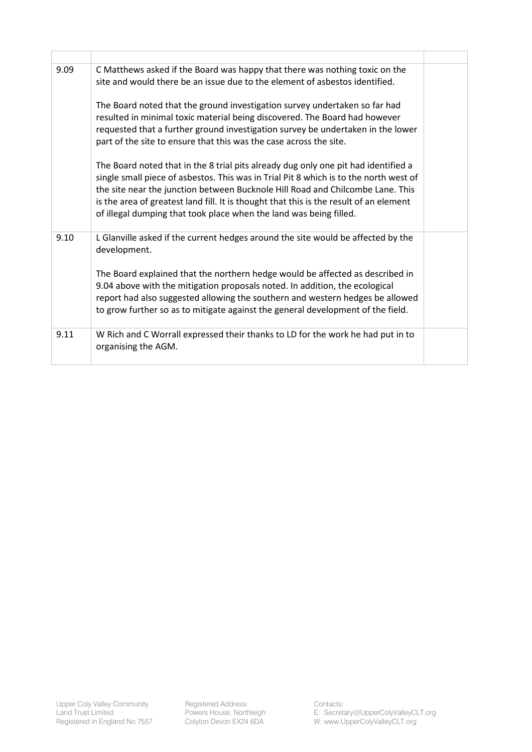| | | |
|---|---|---|
| 9.09 | C Matthews asked if the Board was happy that there was nothing toxic on the site and would there be an issue due to the element of asbestos identified.<br><br>The Board noted that the ground investigation survey undertaken so far had resulted in minimal toxic material being discovered. The Board had however requested that a further ground investigation survey be undertaken in the lower part of the site to ensure that this was the case across the site.<br><br>The Board noted that in the 8 trial pits already dug only one pit had identified a single small piece of asbestos. This was in Trial Pit 8 which is to the north west of the site near the junction between Bucknole Hill Road and Chilcombe Lane. This is the area of greatest land fill. It is thought that this is the result of an element of illegal dumping that took place when the land was being filled. | |
| 9.10 | L Glanville asked if the current hedges around the site would be affected by the development.<br><br>The Board explained that the northern hedge would be affected as described in 9.04 above with the mitigation proposals noted. In addition, the ecological report had also suggested allowing the southern and western hedges be allowed to grow further so as to mitigate against the general development of the field. | |
| 9.11 | W Rich and C Worrall expressed their thanks to LD for the work he had put in to organising the AGM. | |